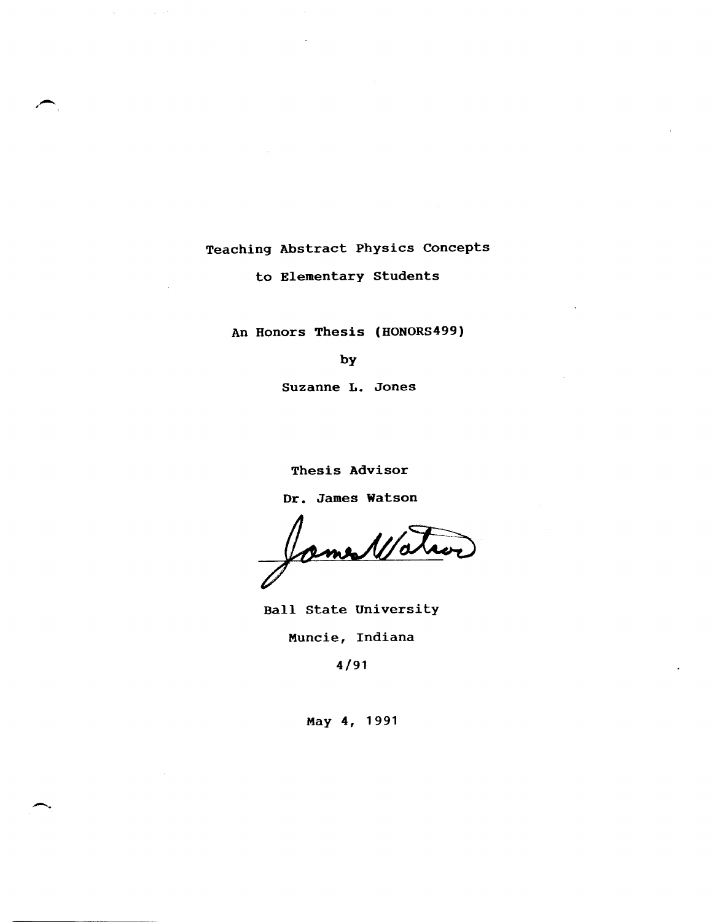# Teaching Abstract Physics Concepts to Elementary Students

An Honors Thesis (HONORS499)

by

Suzanne L. Jones

Thesis Advisor

Dr. James Watson

James Watson

Ball State University

Muncie, Indiana

4/91

May 4, 1991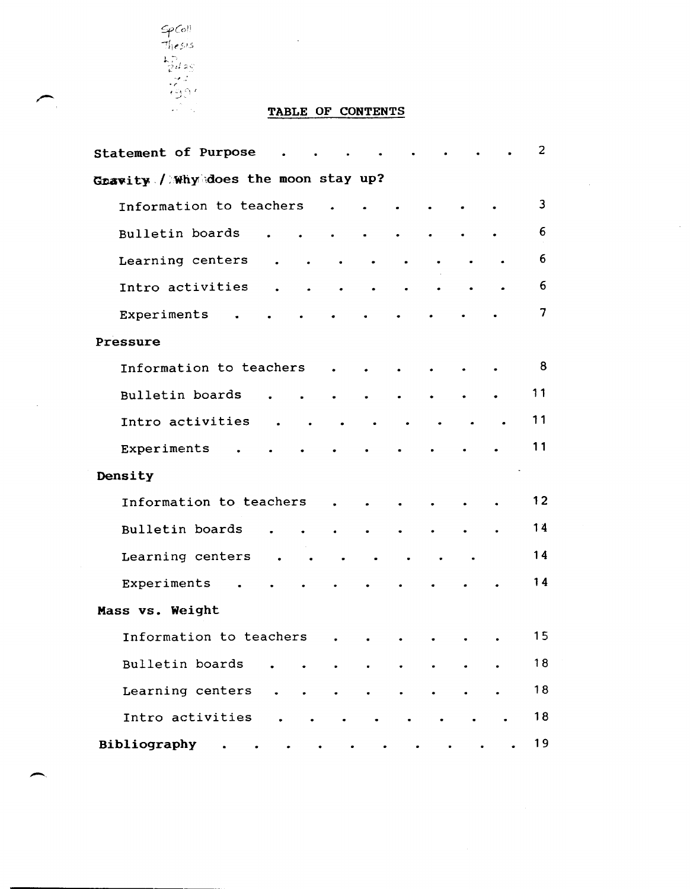# TABLE OF CONTENTS

Statement of Purpose . . . . . . . . . . 2

**Gravity / Why does the moon stay up?**

- Information to teachers . . . . . . . . 3
- Bulletin boards . . . . . . . . . 6
- Learning centers . . . . . . . . . 6
- Intro activities . . . . . . . . . 6
- Experiments . . . . . . . . . . 7

**Pressure**

- Information to teachers . . . . . . . . 8
- Bulletin boards . . . . . . . . . 11
- Intro activities . . . . . . . . . 11
- Experiments . . . . . . . . . . 11

**Density**

- Information to teachers . . . . . . . . 12
- Bulletin boards . . . . . . . . . 14
- Learning centers . . . . . . . . 14
- Experiments . . . . . . . . . . 14

**Mass vs. Weight**

- Information to teachers . . . . . . . . 15
- Bulletin boards . . . . . . . . . 18
- Learning centers . . . . . . . . . 18
- Intro activities . . . . . . . . . 18

**Bibliography** . . . . . . . . . . . 19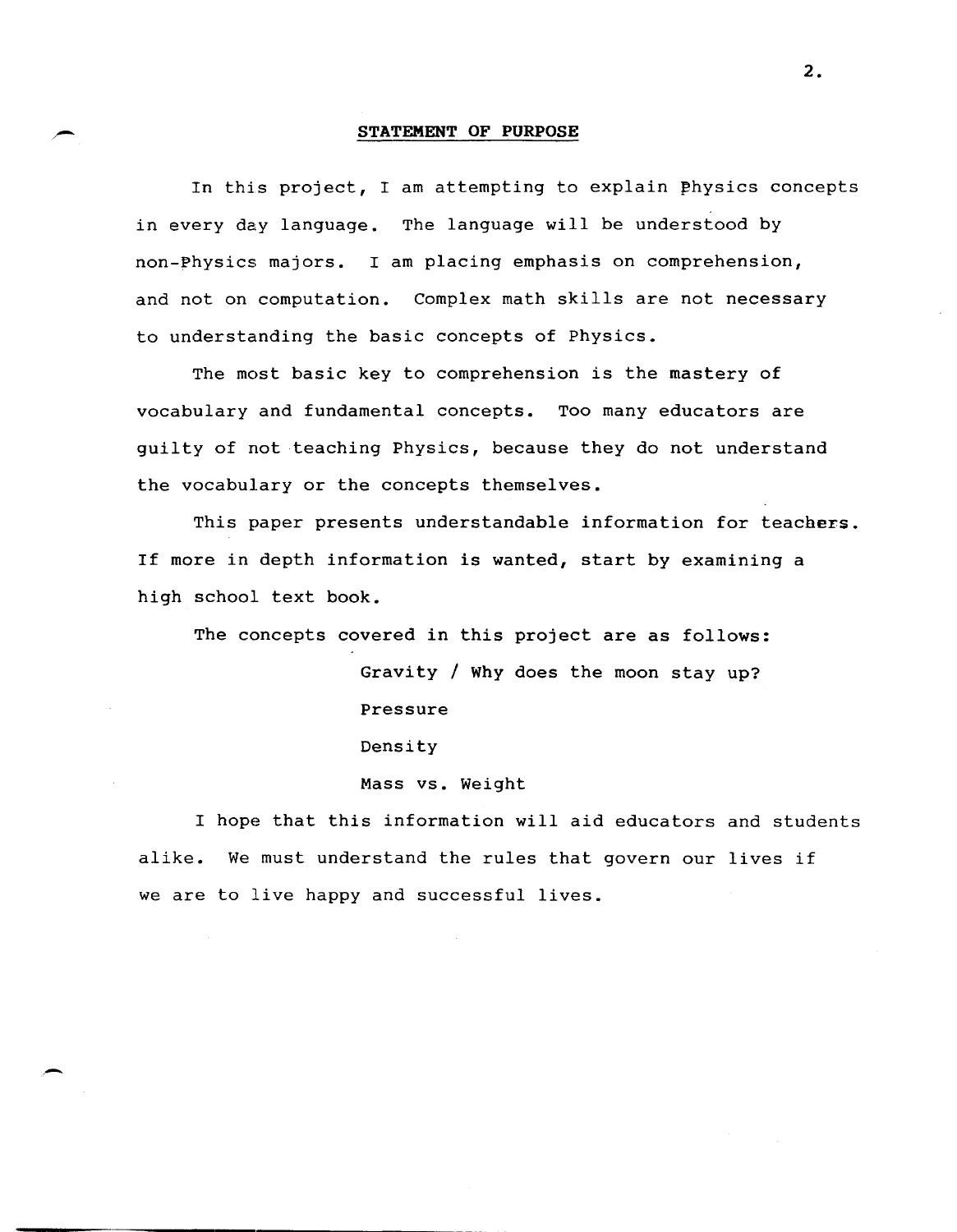## STATEMENT OF PURPOSE

In this project, I am attempting to explain Physics concepts in every day language. The language will be understood by non-Physics majors. I am placing emphasis on comprehension, and not on computation. Complex math skills are not necessary to understanding the basic concepts of Physics.

The most basic key to comprehension is the mastery of vocabulary and fundamental concepts. Too many educators are guilty of not teaching Physics, because they do not understand the vocabulary or the concepts themselves.

This paper presents understandable information for teachers. If more in depth information is wanted, start by examining a high school text book.

The concepts covered in this project are as follows:

- Gravity / Why does the moon stay up?
- Pressure
- Density
- Mass vs. Weight

I hope that this information will aid educators and students alike. We must understand the rules that govern our lives if we are to live happy and successful lives.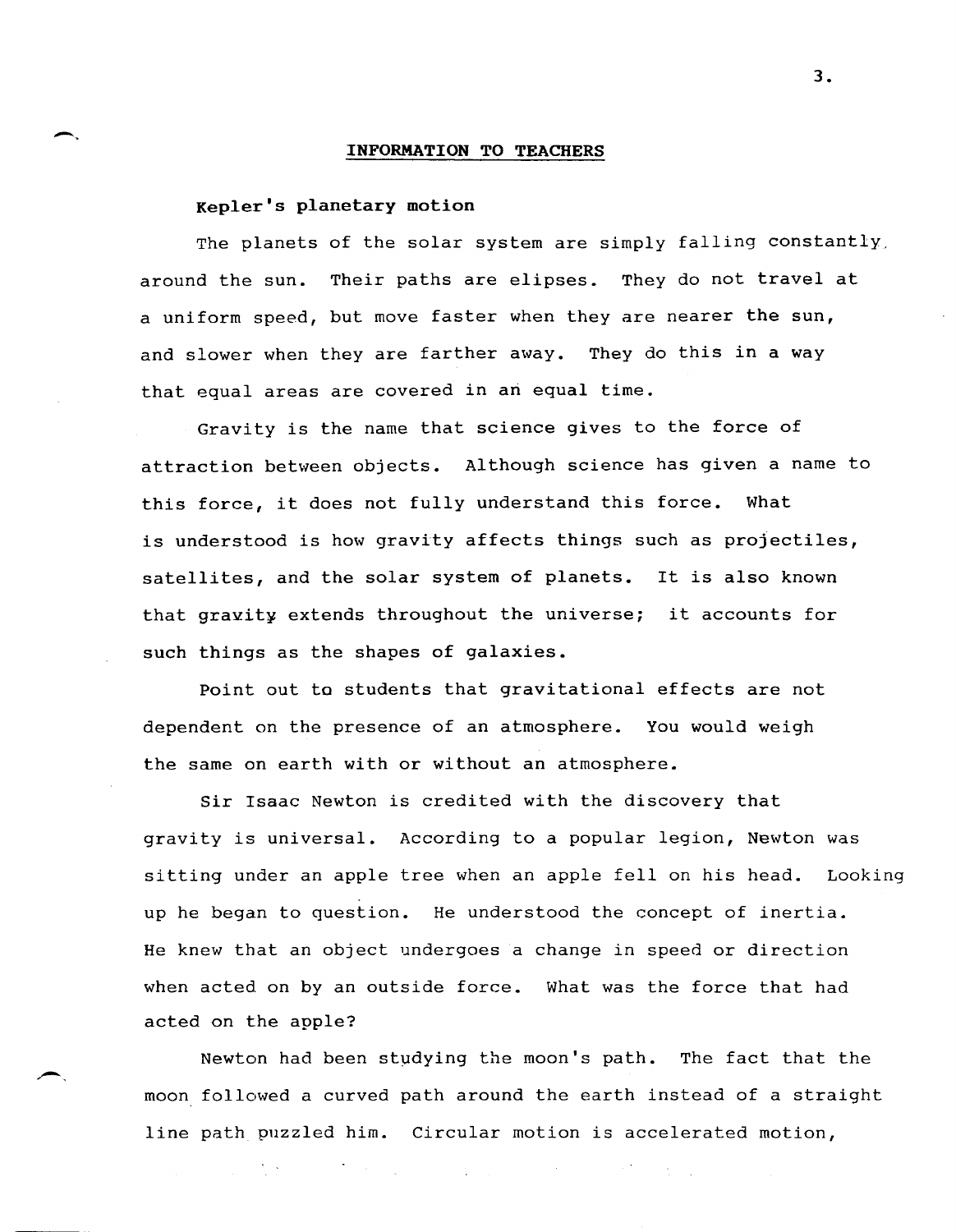## INFORMATION TO TEACHERS

### Kepler's planetary motion

The planets of the solar system are simply falling constantly around the sun. Their paths are elipses. They do not travel at a uniform speed, but move faster when they are nearer the sun, and slower when they are farther away. They do this in a way that equal areas are covered in an equal time.

Gravity is the name that science gives to the force of attraction between objects. Although science has given a name to this force, it does not fully understand this force. What is understood is how gravity affects things such as projectiles, satellites, and the solar system of planets. It is also known that gravity extends throughout the universe; it accounts for such things as the shapes of galaxies.

Point out to students that gravitational effects are not dependent on the presence of an atmosphere. You would weigh the same on earth with or without an atmosphere.

Sir Isaac Newton is credited with the discovery that gravity is universal. According to a popular legion, Newton was sitting under an apple tree when an apple fell on his head. Looking up he began to question. He understood the concept of inertia. He knew that an object undergoes a change in speed or direction when acted on by an outside force. What was the force that had acted on the apple?

Newton had been studying the moon's path. The fact that the moon followed a curved path around the earth instead of a straight line path puzzled him. Circular motion is accelerated motion,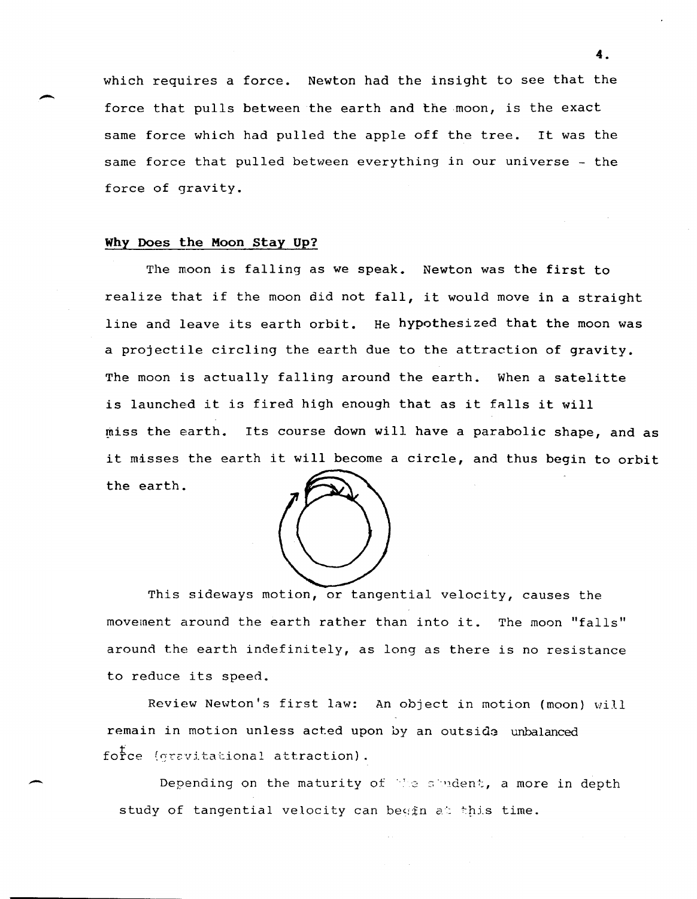which requires a force. Newton had the insight to see that the force that pulls between the earth and the moon, is the exact same force which had pulled the apple off the tree. It was the same force that pulled between everything in our universe - the force of gravity.

**Why Does the Moon Stay Up?**

The moon is falling as we speak. Newton was the first to realize that if the moon did not fall, it would move in a straight line and leave its earth orbit. He hypothesized that the moon was a projectile circling the earth due to the attraction of gravity. The moon is actually falling around the earth. When a satelitte is launched it is fired high enough that as it falls it will miss the earth. Its course down will have a parabolic shape, and as it misses the earth it will become a circle, and thus begin to orbit the earth.

This sideways motion, or tangential velocity, causes the movement around the earth rather than into it. The moon "falls" around the earth indefinitely, as long as there is no resistance to reduce its speed.

Review Newton's first law: An object in motion (moon) will remain in motion unless acted upon by an outside unbalanced force (gravitational attraction).

Depending on the maturity of the student, a more in depth study of tangential velocity can begin at this time.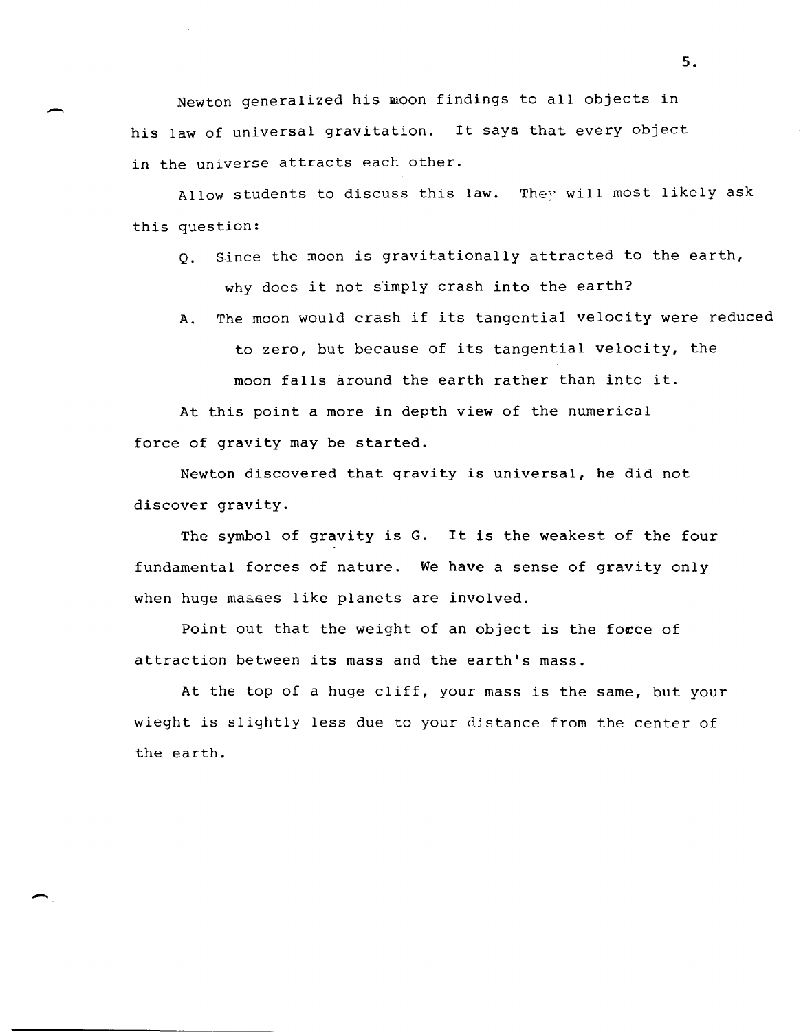Newton generalized his moon findings to all objects in his law of universal gravitation. It says that every object in the universe attracts each other.

Allow students to discuss this law. They will most likely ask this question:

Q. Since the moon is gravitationally attracted to the earth, why does it not simply crash into the earth?

A. The moon would crash if its tangential velocity were reduced to zero, but because of its tangential velocity, the moon falls around the earth rather than into it.

At this point a more in depth view of the numerical force of gravity may be started.

Newton discovered that gravity is universal, he did not discover gravity.

The symbol of gravity is G. It is the weakest of the four fundamental forces of nature. We have a sense of gravity only when huge masses like planets are involved.

Point out that the weight of an object is the force of attraction between its mass and the earth's mass.

At the top of a huge cliff, your mass is the same, but your wieght is slightly less due to your distance from the center of the earth.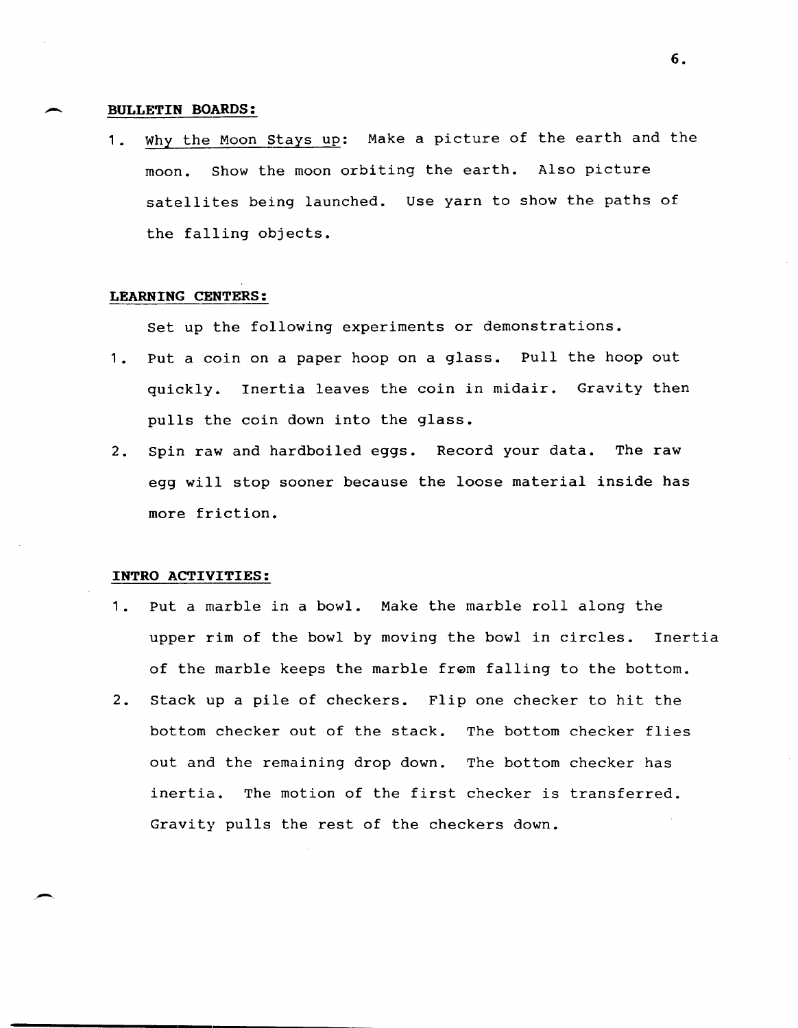**BULLETIN BOARDS:**

1. Why the Moon Stays up: Make a picture of the earth and the moon. Show the moon orbiting the earth. Also picture satellites being launched. Use yarn to show the paths of the falling objects.

**LEARNING CENTERS:**

Set up the following experiments or demonstrations.

1. Put a coin on a paper hoop on a glass. Pull the hoop out quickly. Inertia leaves the coin in midair. Gravity then pulls the coin down into the glass.
2. Spin raw and hardboiled eggs. Record your data. The raw egg will stop sooner because the loose material inside has more friction.

**INTRO ACTIVITIES:**

1. Put a marble in a bowl. Make the marble roll along the upper rim of the bowl by moving the bowl in circles. Inertia of the marble keeps the marble from falling to the bottom.
2. Stack up a pile of checkers. Flip one checker to hit the bottom checker out of the stack. The bottom checker flies out and the remaining drop down. The bottom checker has inertia. The motion of the first checker is transferred. Gravity pulls the rest of the checkers down.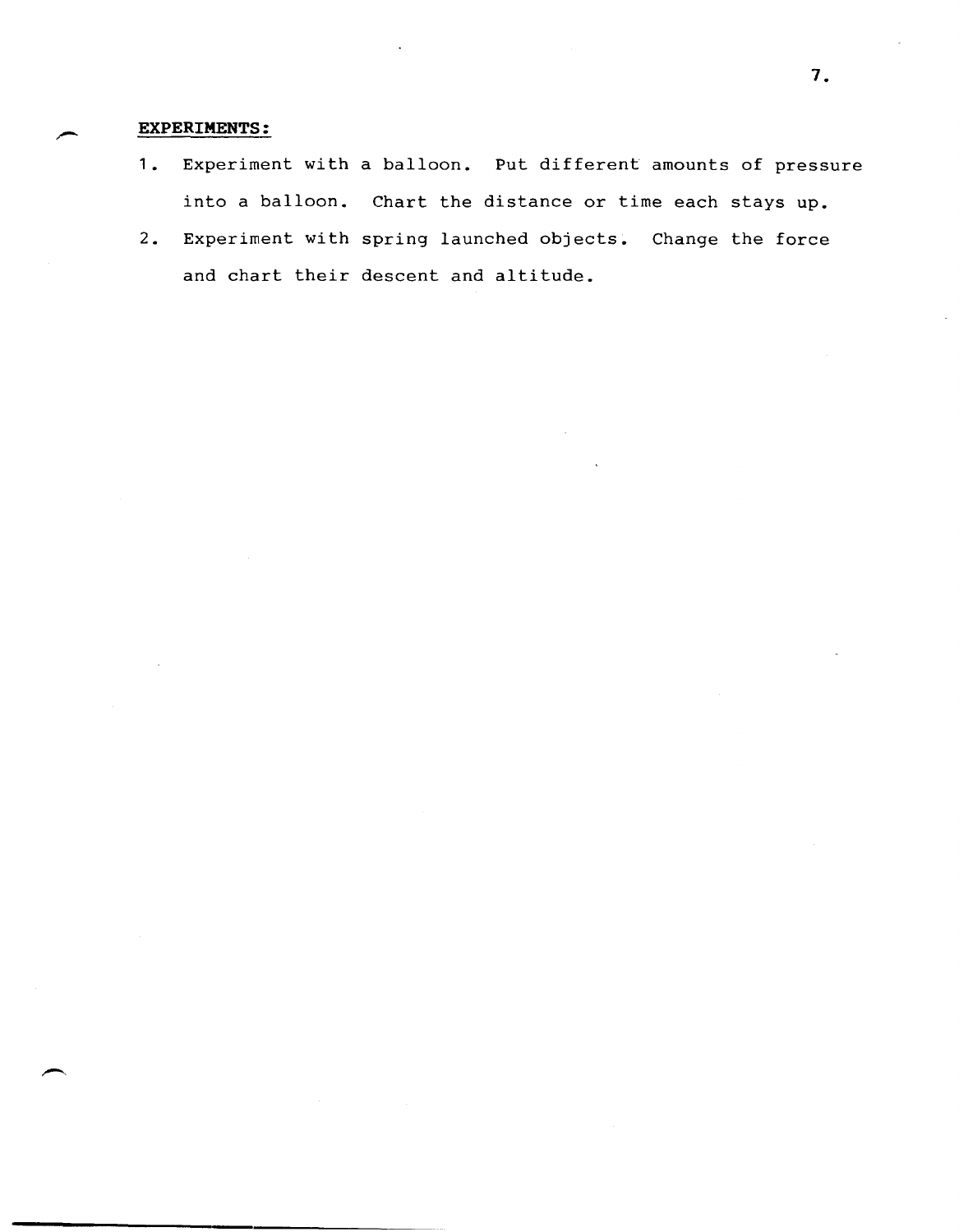**EXPERIMENTS:**

1. Experiment with a balloon. Put different amounts of pressure into a balloon. Chart the distance or time each stays up.
2. Experiment with spring launched objects. Change the force and chart their descent and altitude.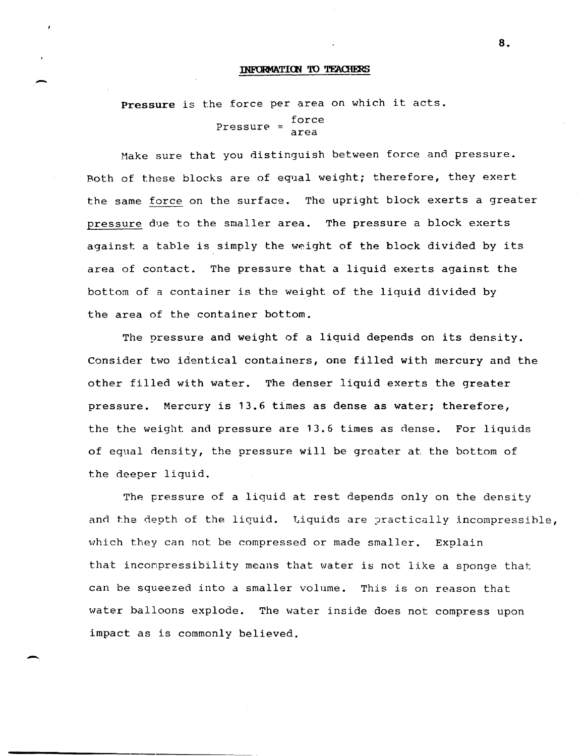## INFORMATION TO TEACHERS

**Pressure** is the force per area on which it acts.

$$\text{Pressure} = \frac{\text{force}}{\text{area}}$$

Make sure that you distinguish between force and pressure. Both of these blocks are of equal weight; therefore, they exert the same force on the surface. The upright block exerts a greater pressure due to the smaller area. The pressure a block exerts against a table is simply the weight of the block divided by its area of contact. The pressure that a liquid exerts against the bottom of a container is the weight of the liquid divided by the area of the container bottom.

The pressure and weight of a liquid depends on its density. Consider two identical containers, one filled with mercury and the other filled with water. The denser liquid exerts the greater pressure. Mercury is 13.6 times as dense as water; therefore, the the weight and pressure are 13.6 times as dense. For liquids of equal density, the pressure will be greater at the bottom of the deeper liquid.

The pressure of a liquid at rest depends only on the density and the depth of the liquid. Liquids are practically incompressible, which they can not be compressed or made smaller. Explain that incompressibility means that water is not like a sponge that can be squeezed into a smaller volume. This is on reason that water balloons explode. The water inside does not compress upon impact as is commonly believed.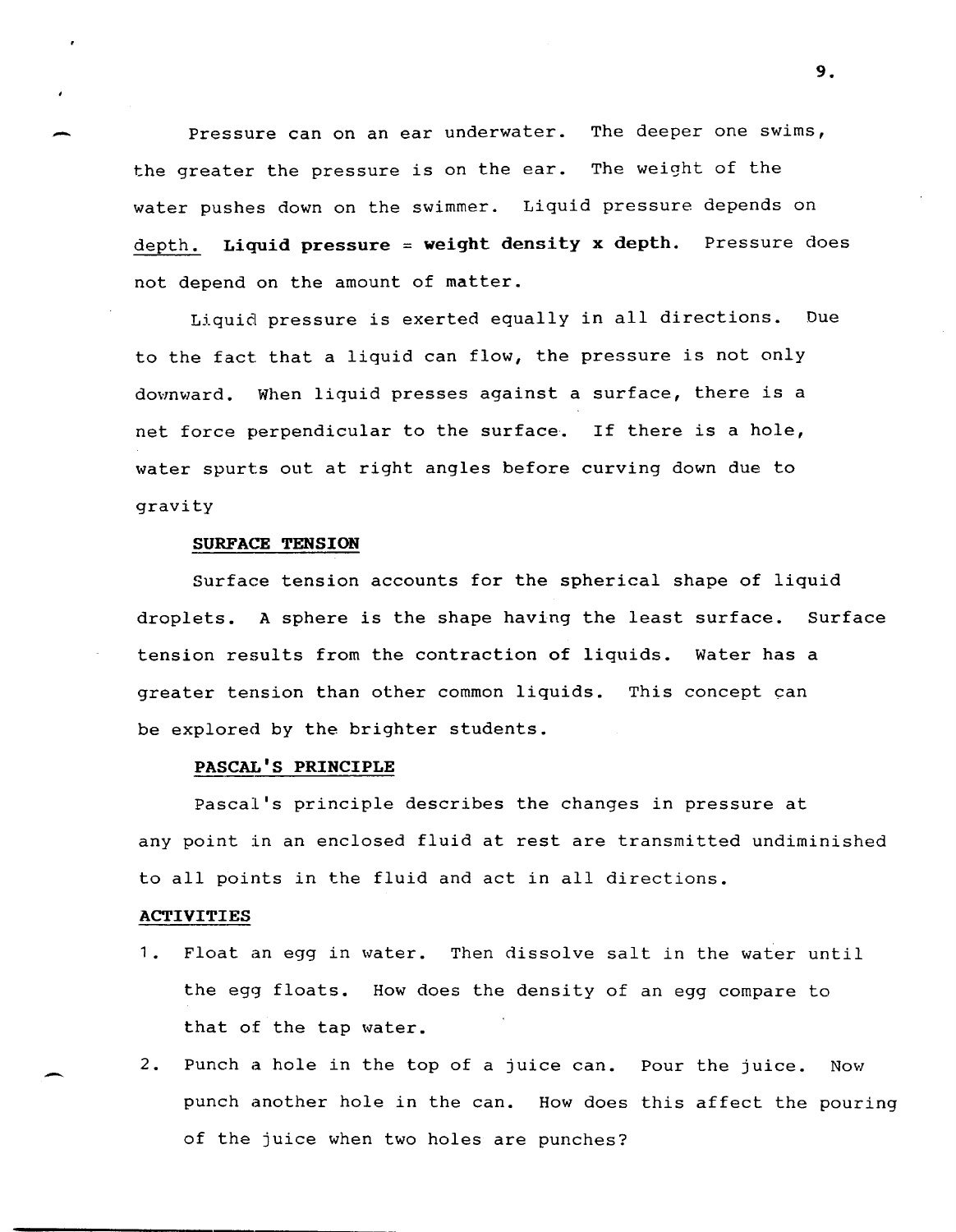Pressure can on an ear underwater. The deeper one swims, the greater the pressure is on the ear. The weight of the water pushes down on the swimmer. Liquid pressure depends on depth. **Liquid pressure = weight density x depth.** Pressure does not depend on the amount of matter.

Liquid pressure is exerted equally in all directions. Due to the fact that a liquid can flow, the pressure is not only downward. When liquid presses against a surface, there is a net force perpendicular to the surface. If there is a hole, water spurts out at right angles before curving down due to gravity

### SURFACE TENSION

Surface tension accounts for the spherical shape of liquid droplets. A sphere is the shape having the least surface. Surface tension results from the contraction of liquids. Water has a greater tension than other common liquids. This concept can be explored by the brighter students.

### PASCAL'S PRINCIPLE

Pascal's principle describes the changes in pressure at any point in an enclosed fluid at rest are transmitted undiminished to all points in the fluid and act in all directions.

### ACTIVITIES

1. Float an egg in water. Then dissolve salt in the water until the egg floats. How does the density of an egg compare to that of the tap water.
2. Punch a hole in the top of a juice can. Pour the juice. Now punch another hole in the can. How does this affect the pouring of the juice when two holes are punches?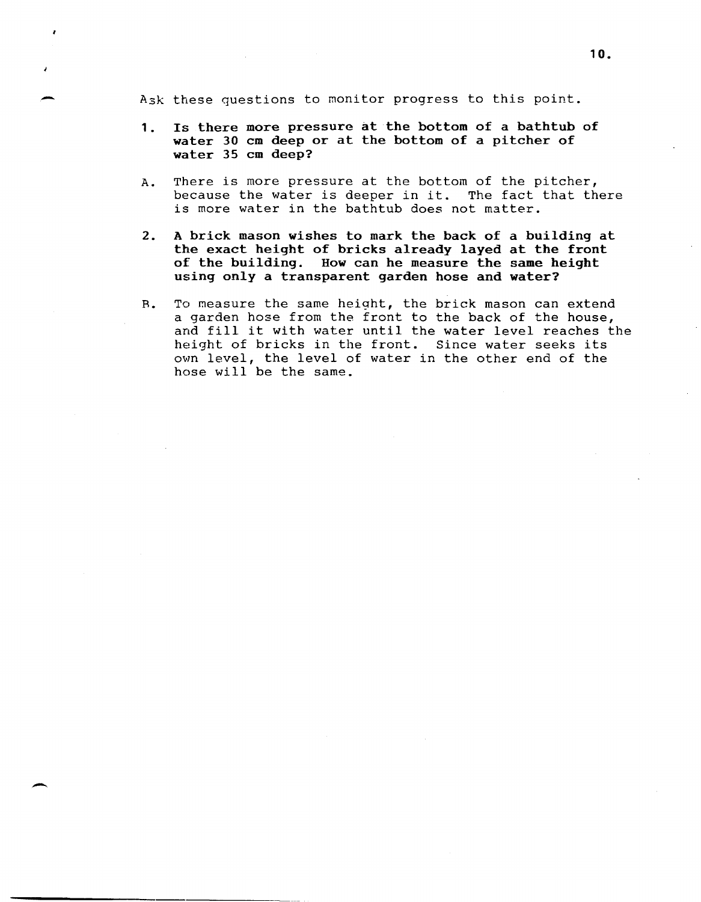Ask these questions to monitor progress to this point.

1. **Is there more pressure at the bottom of a bathtub of water 30 cm deep or at the bottom of a pitcher of water 35 cm deep?**

A. There is more pressure at the bottom of the pitcher, because the water is deeper in it. The fact that there is more water in the bathtub does not matter.

2. **A brick mason wishes to mark the back of a building at the exact height of bricks already layed at the front of the building. How can he measure the same height using only a transparent garden hose and water?**

B. To measure the same height, the brick mason can extend a garden hose from the front to the back of the house, and fill it with water until the water level reaches the height of bricks in the front. Since water seeks its own level, the level of water in the other end of the hose will be the same.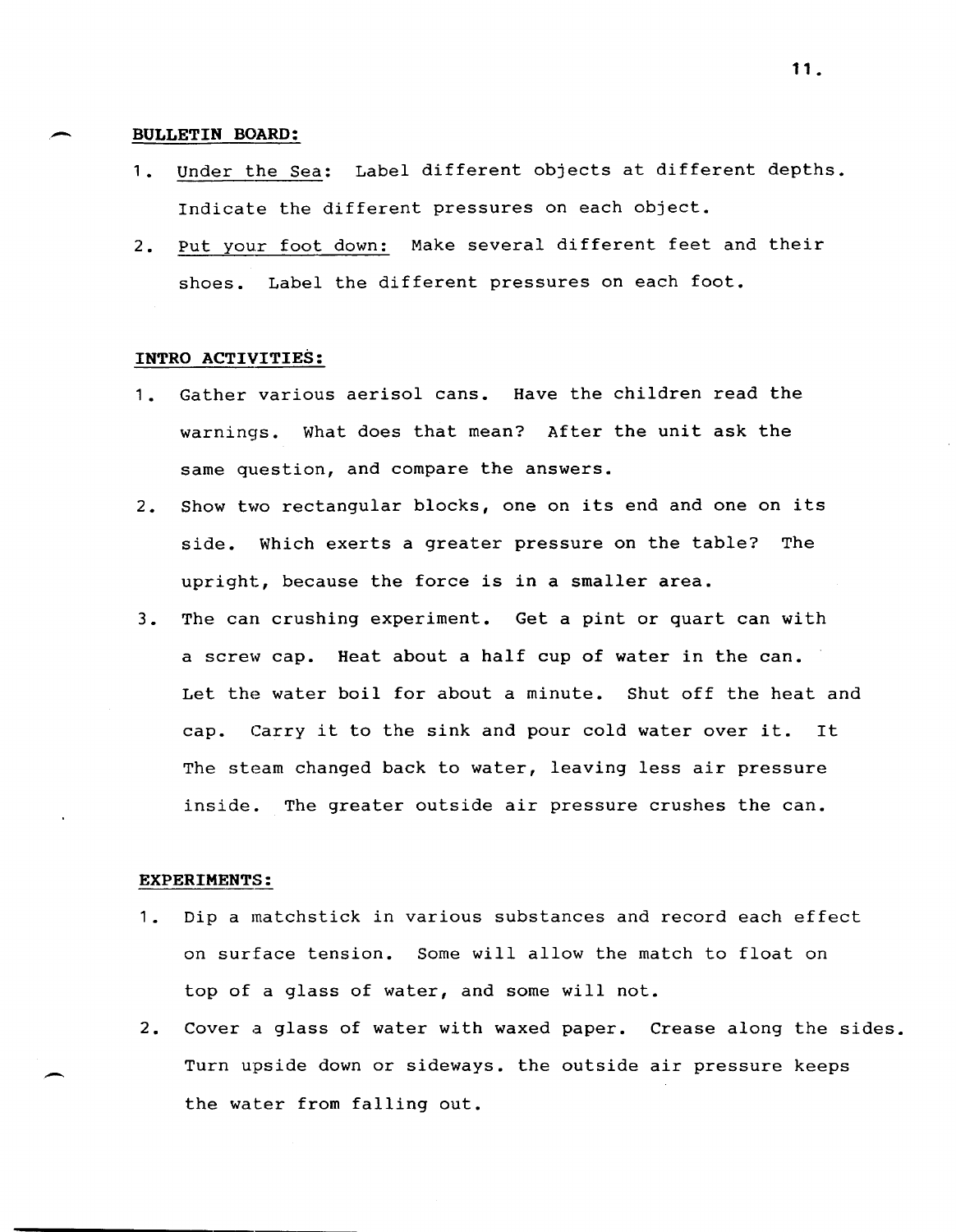## BULLETIN BOARD:

1. Under the Sea: Label different objects at different depths. Indicate the different pressures on each object.
2. Put your foot down: Make several different feet and their shoes. Label the different pressures on each foot.

## INTRO ACTIVITIES:

1. Gather various aerisol cans. Have the children read the warnings. What does that mean? After the unit ask the same question, and compare the answers.
2. Show two rectangular blocks, one on its end and one on its side. Which exerts a greater pressure on the table? The upright, because the force is in a smaller area.
3. The can crushing experiment. Get a pint or quart can with a screw cap. Heat about a half cup of water in the can. Let the water boil for about a minute. Shut off the heat and cap. Carry it to the sink and pour cold water over it. It The steam changed back to water, leaving less air pressure inside. The greater outside air pressure crushes the can.

## EXPERIMENTS:

1. Dip a matchstick in various substances and record each effect on surface tension. Some will allow the match to float on top of a glass of water, and some will not.
2. Cover a glass of water with waxed paper. Crease along the sides. Turn upside down or sideways. the outside air pressure keeps the water from falling out.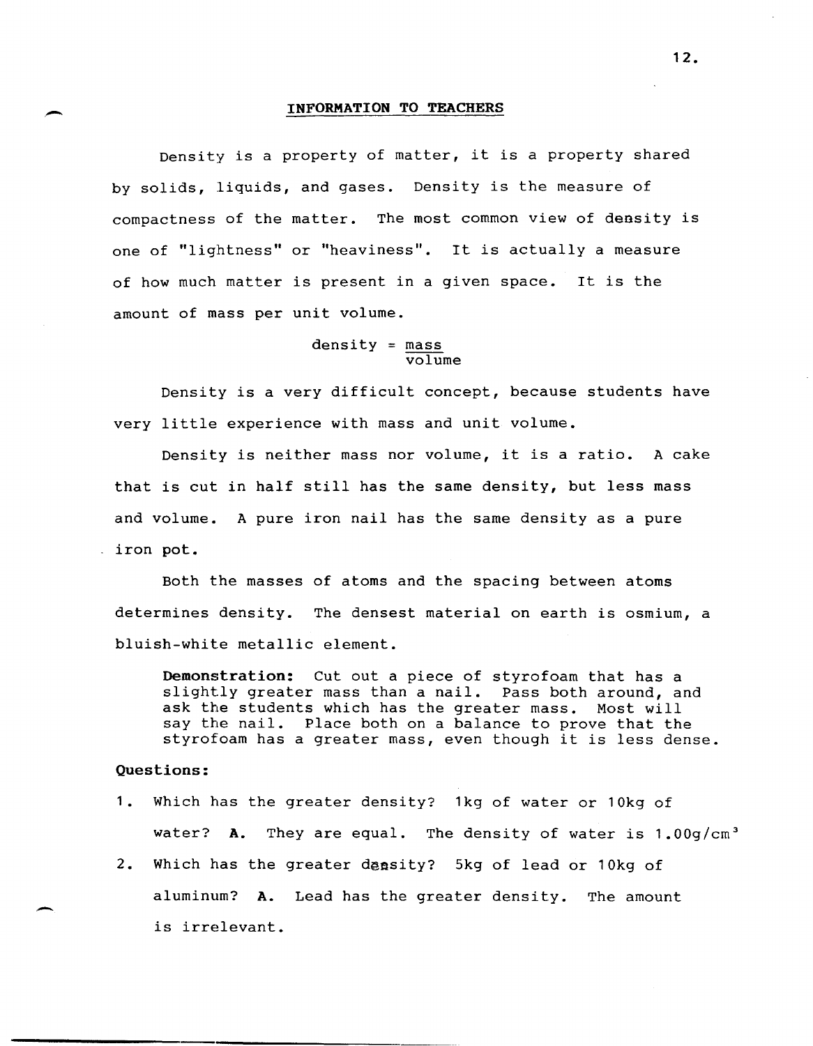## INFORMATION TO TEACHERS

Density is a property of matter, it is a property shared by solids, liquids, and gases. Density is the measure of compactness of the matter. The most common view of density is one of "lightness" or "heaviness". It is actually a measure of how much matter is present in a given space. It is the amount of mass per unit volume.

$$\text{density} = \frac{\text{mass}}{\text{volume}}$$

Density is a very difficult concept, because students have very little experience with mass and unit volume.

Density is neither mass nor volume, it is a ratio. A cake that is cut in half still has the same density, but less mass and volume. A pure iron nail has the same density as a pure iron pot.

Both the masses of atoms and the spacing between atoms determines density. The densest material on earth is osmium, a bluish-white metallic element.

> **Demonstration:** Cut out a piece of styrofoam that has a slightly greater mass than a nail. Pass both around, and ask the students which has the greater mass. Most will say the nail. Place both on a balance to prove that the styrofoam has a greater mass, even though it is less dense.

**Questions:**

1. Which has the greater density? 1kg of water or 10kg of water? **A.** They are equal. The density of water is $1.00 g/cm^3$
2. Which has the greater density? 5kg of lead or 10kg of aluminum? **A.** Lead has the greater density. The amount is irrelevant.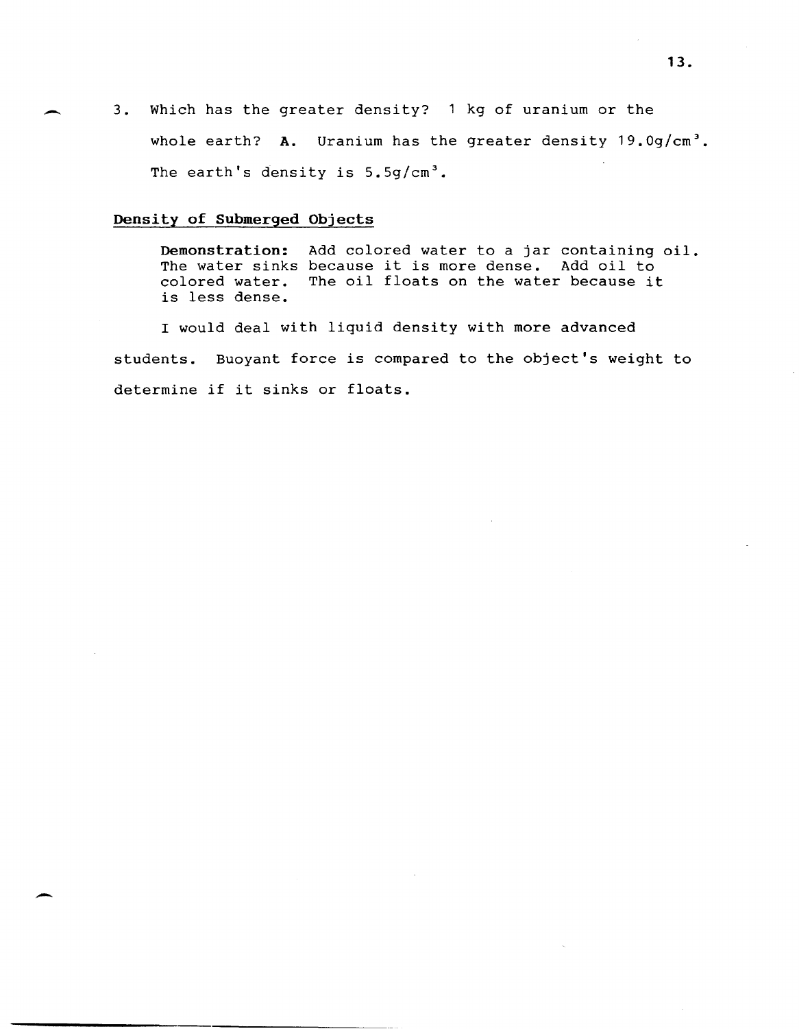3. Which has the greater density? 1 kg of uranium or the whole earth? **A.** Uranium has the greater density 19.0g/$cm^3$. The earth's density is 5.5g/$cm^3$.

## Density of Submerged Objects

> **Demonstration:** Add colored water to a jar containing oil. The water sinks because it is more dense. Add oil to colored water. The oil floats on the water because it is less dense.

I would deal with liquid density with more advanced students. Buoyant force is compared to the object's weight to determine if it sinks or floats.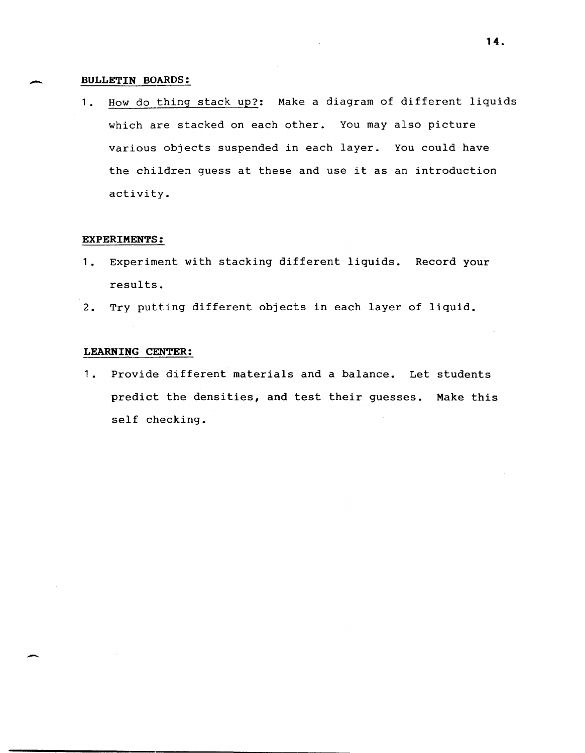**BULLETIN BOARDS:**

1. How do thing stack up?: Make a diagram of different liquids which are stacked on each other. You may also picture various objects suspended in each layer. You could have the children guess at these and use it as an introduction activity.

**EXPERIMENTS:**

1. Experiment with stacking different liquids. Record your results.
2. Try putting different objects in each layer of liquid.

**LEARNING CENTER:**

1. Provide different materials and a balance. Let students predict the densities, and test their guesses. Make this self checking.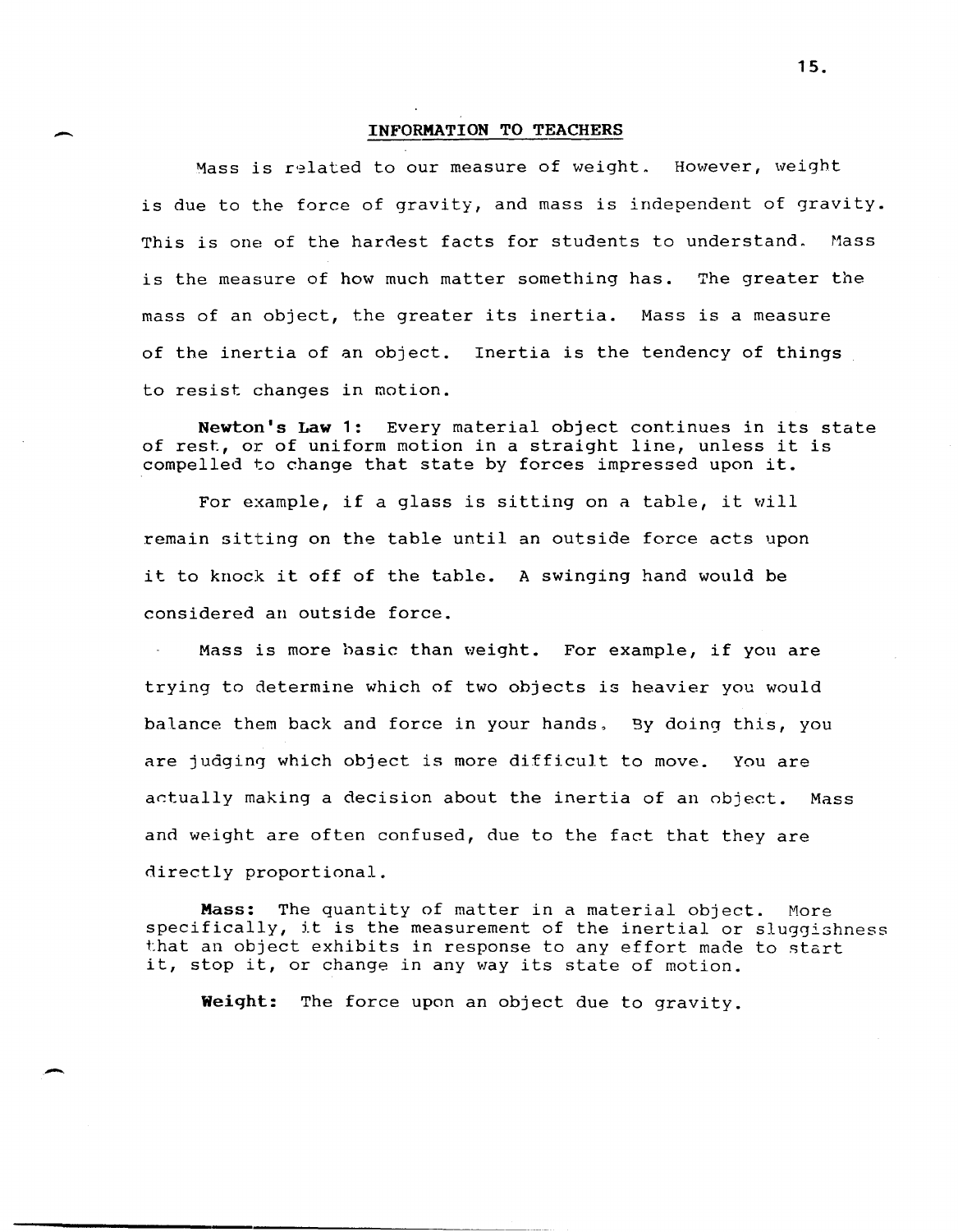## INFORMATION TO TEACHERS

Mass is related to our measure of weight. However, weight is due to the force of gravity, and mass is independent of gravity. This is one of the hardest facts for students to understand. Mass is the measure of how much matter something has. The greater the mass of an object, the greater its inertia. Mass is a measure of the inertia of an object. Inertia is the tendency of things to resist changes in motion.

**Newton's Law 1:** Every material object continues in its state of rest, or of uniform motion in a straight line, unless it is compelled to change that state by forces impressed upon it.

For example, if a glass is sitting on a table, it will remain sitting on the table until an outside force acts upon it to knock it off of the table. A swinging hand would be considered an outside force.

Mass is more basic than weight. For example, if you are trying to determine which of two objects is heavier you would balance them back and force in your hands. By doing this, you are judging which object is more difficult to move. You are actually making a decision about the inertia of an object. Mass and weight are often confused, due to the fact that they are directly proportional.

**Mass:** The quantity of matter in a material object. More specifically, it is the measurement of the inertial or sluggishness that an object exhibits in response to any effort made to start it, stop it, or change in any way its state of motion.

**Weight:** The force upon an object due to gravity.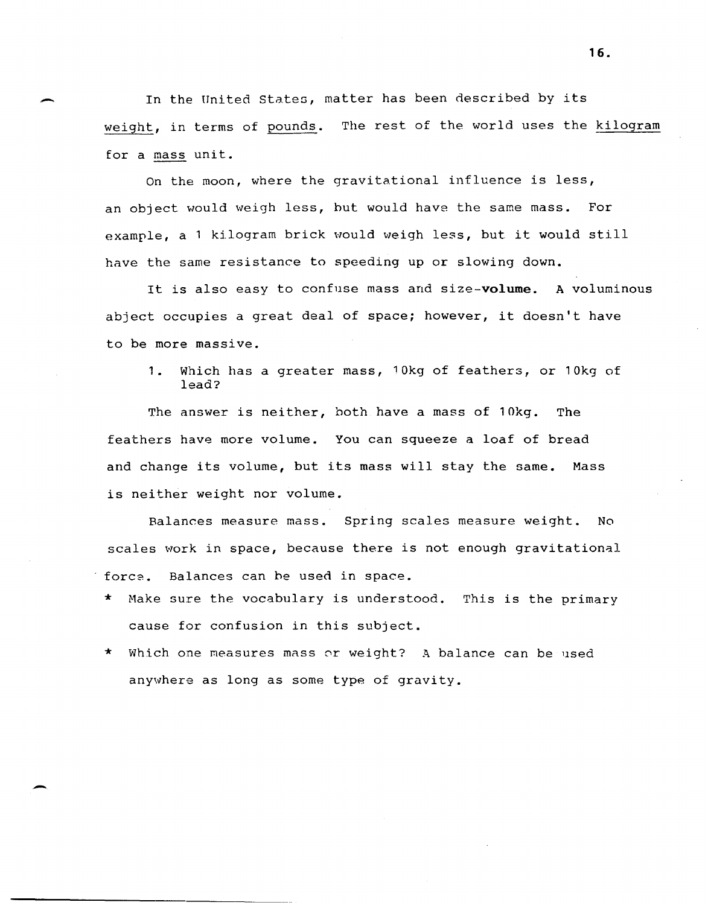In the United States, matter has been described by its <u>weight</u>, in terms of <u>pounds</u>. The rest of the world uses the <u>kilogram</u> for a <u>mass</u> unit.

On the moon, where the gravitational influence is less, an object would weigh less, but would have the same mass. For example, a 1 kilogram brick would weigh less, but it would still have the same resistance to speeding up or slowing down.

It is also easy to confuse mass and size-**volume.** A voluminous abject occupies a great deal of space; however, it doesn't have to be more massive.

1. Which has a greater mass, 10kg of feathers, or 10kg of lead?

The answer is neither, both have a mass of 10kg. The feathers have more volume. You can squeeze a loaf of bread and change its volume, but its mass will stay the same. Mass is neither weight nor volume.

Balances measure mass. Spring scales measure weight. No scales work in space, because there is not enough gravitational force. Balances can be used in space.

* Make sure the vocabulary is understood. This is the primary cause for confusion in this subject.
* Which one measures mass or weight? A balance can be used anywhere as long as some type of gravity.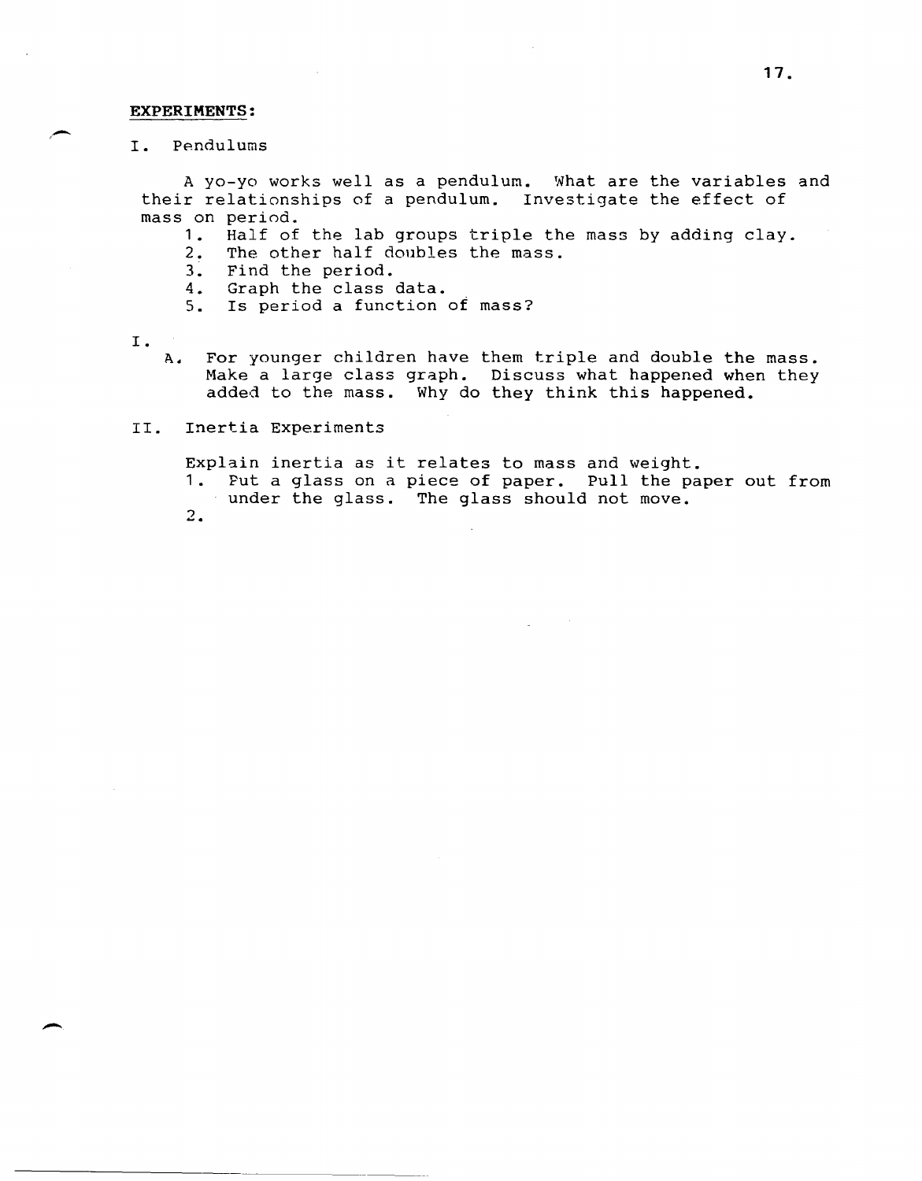**EXPERIMENTS:**

I. Pendulums

A yo-yo works well as a pendulum. What are the variables and their relationships of a pendulum. Investigate the effect of mass on period.

1. Half of the lab groups triple the mass by adding clay.
2. The other half doubles the mass.
3. Find the period.
4. Graph the class data.
5. Is period a function of mass?

I.

A. For younger children have them triple and double the mass. Make a large class graph. Discuss what happened when they added to the mass. Why do they think this happened.

II. Inertia Experiments

Explain inertia as it relates to mass and weight.

1. Put a glass on a piece of paper. Pull the paper out from under the glass. The glass should not move.
2.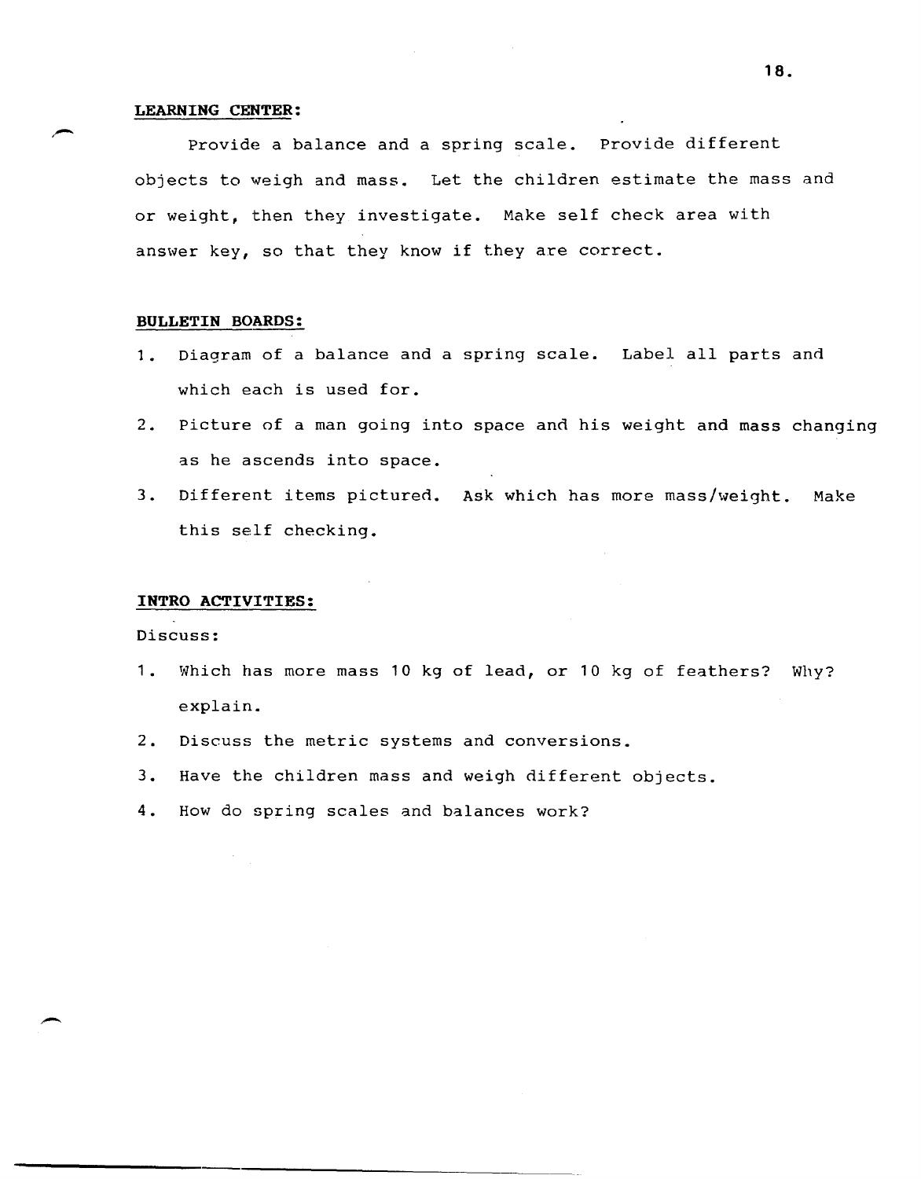**LEARNING CENTER:**

Provide a balance and a spring scale. Provide different objects to weigh and mass. Let the children estimate the mass and or weight, then they investigate. Make self check area with answer key, so that they know if they are correct.

**BULLETIN BOARDS:**

1. Diagram of a balance and a spring scale. Label all parts and which each is used for.
2. Picture of a man going into space and his weight and mass changing as he ascends into space.
3. Different items pictured. Ask which has more mass/weight. Make this self checking.

**INTRO ACTIVITIES:**

Discuss:

1. Which has more mass 10 kg of lead, or 10 kg of feathers? Why? explain.
2. Discuss the metric systems and conversions.
3. Have the children mass and weigh different objects.
4. How do spring scales and balances work?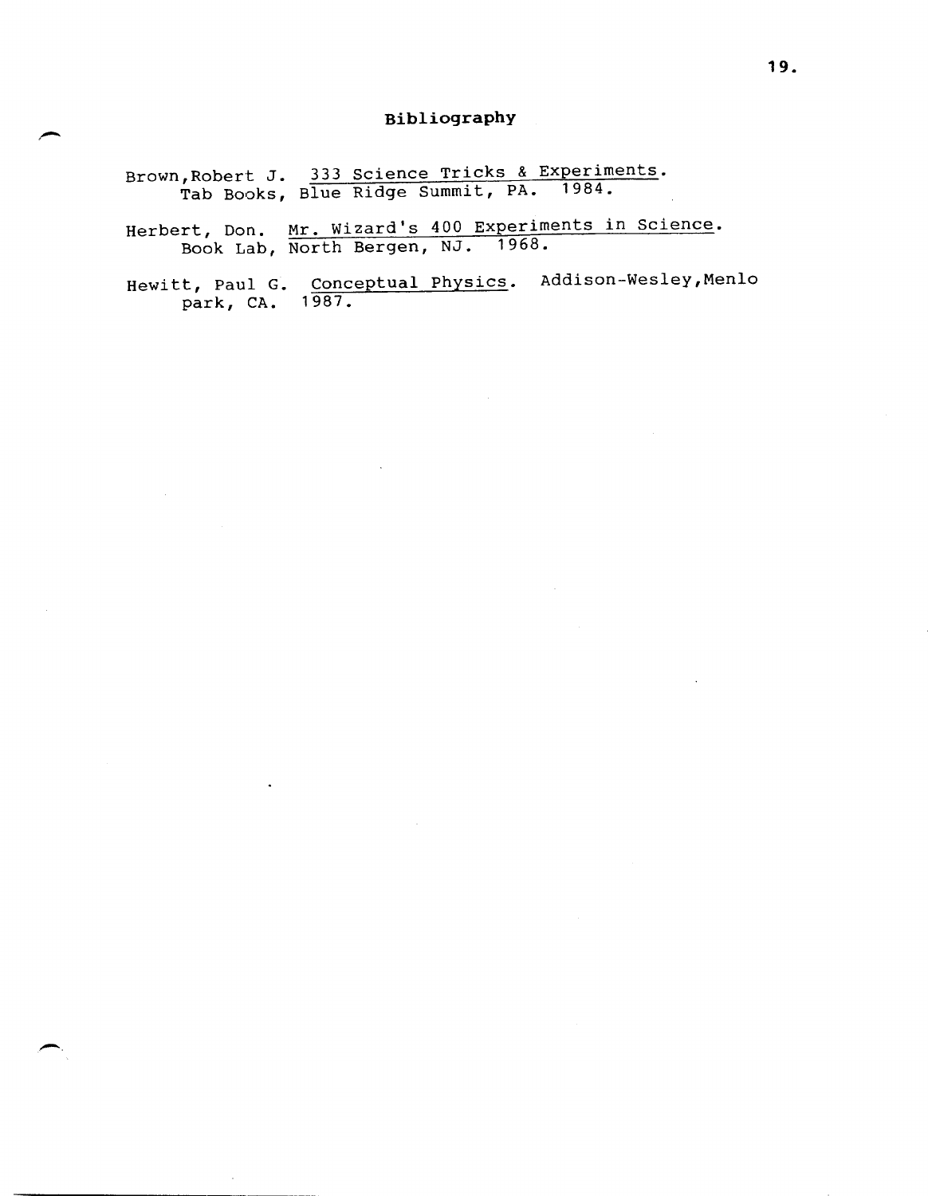## Bibliography

Brown,Robert J. 333 Science Tricks & Experiments. Tab Books, Blue Ridge Summit, PA. 1984.

Herbert, Don. Mr. Wizard's 400 Experiments in Science. Book Lab, North Bergen, NJ. 1968.

Hewitt, Paul G. Conceptual Physics. Addison-Wesley,Menlo park, CA. 1987.